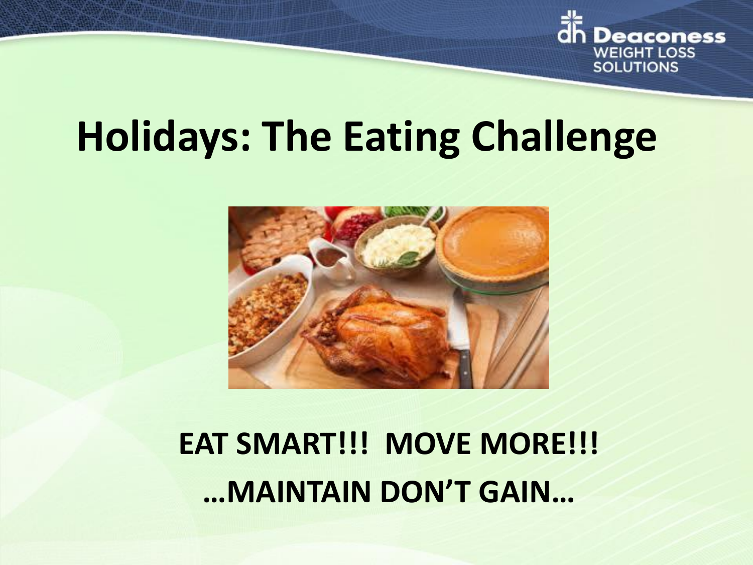# Holidays: The Eating Challenge

**EAT SMART!!! MOVE MORE!!!**

**…MAINTAIN DON'T GAIN…**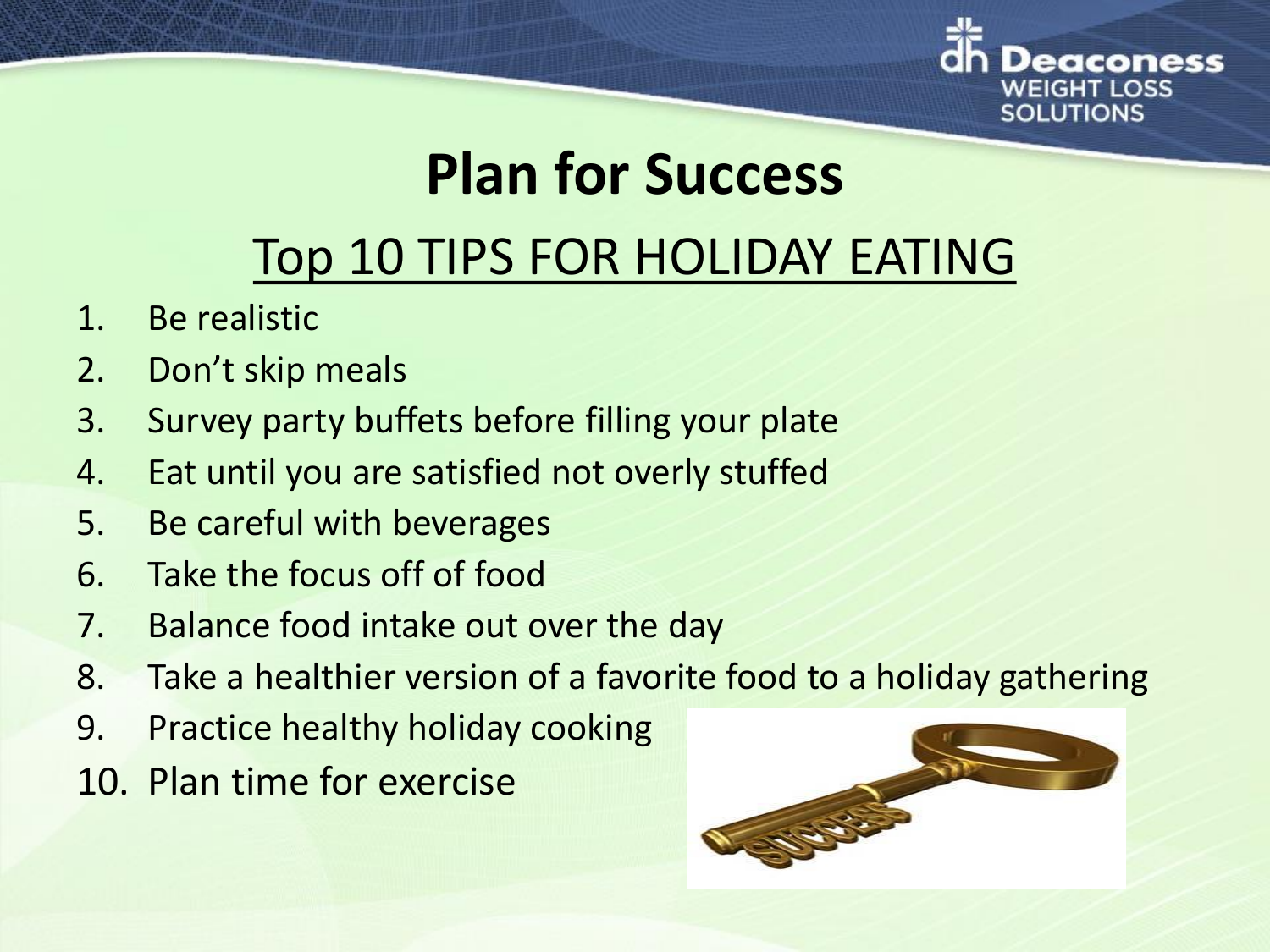# Plan for Success

## Top 10 TIPS FOR HOLIDAY EATING

1. Be realistic
2. Don't skip meals
3. Survey party buffets before filling your plate
4. Eat until you are satisfied not overly stuffed
5. Be careful with beverages
6. Take the focus off of food
7. Balance food intake out over the day
8. Take a healthier version of a favorite food to a holiday gathering
9. Practice healthy holiday cooking
10. Plan time for exercise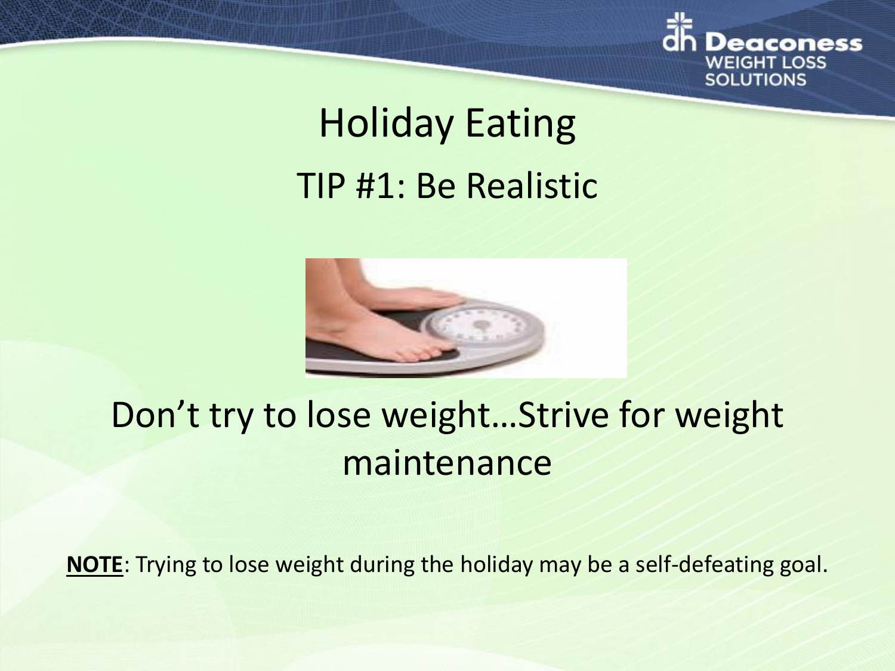# Holiday Eating

## TIP #1: Be Realistic

Don't try to lose weight…Strive for weight maintenance

**NOTE**: Trying to lose weight during the holiday may be a self-defeating goal.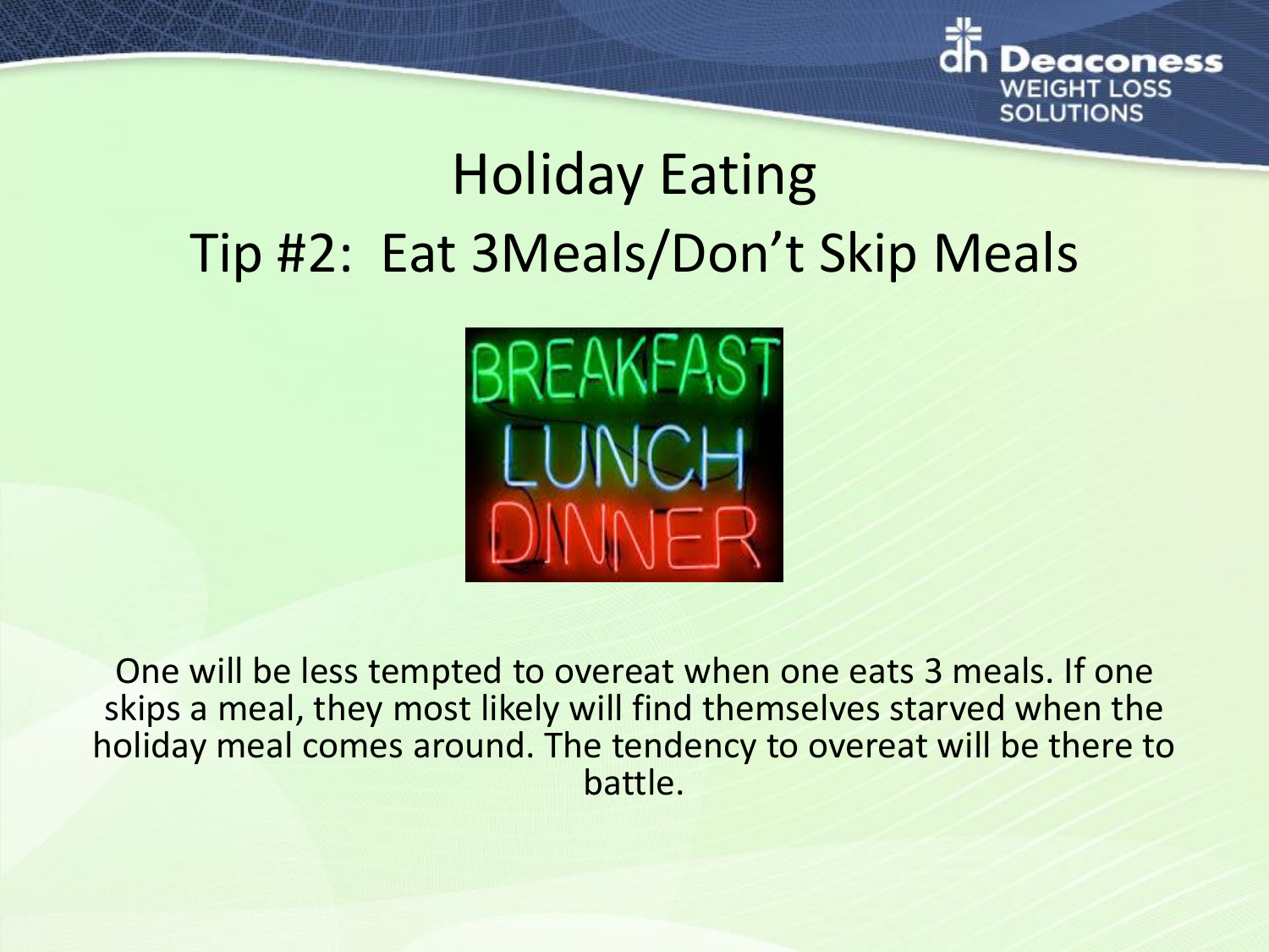# Holiday Eating

## Tip #2: Eat 3Meals/Don't Skip Meals

One will be less tempted to overeat when one eats 3 meals. If one skips a meal, they most likely will find themselves starved when the holiday meal comes around. The tendency to overeat will be there to battle.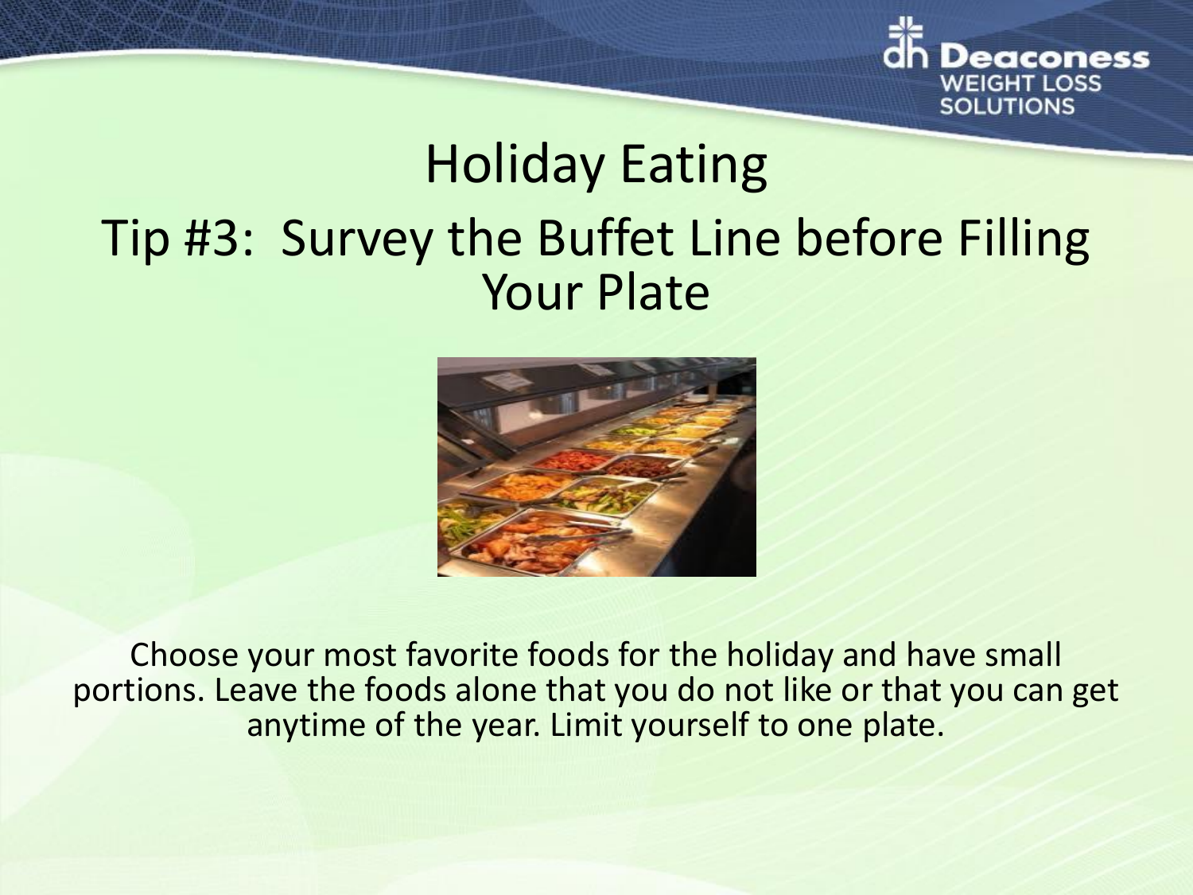# Holiday Eating

## Tip #3: Survey the Buffet Line before Filling Your Plate

Choose your most favorite foods for the holiday and have small portions. Leave the foods alone that you do not like or that you can get anytime of the year. Limit yourself to one plate.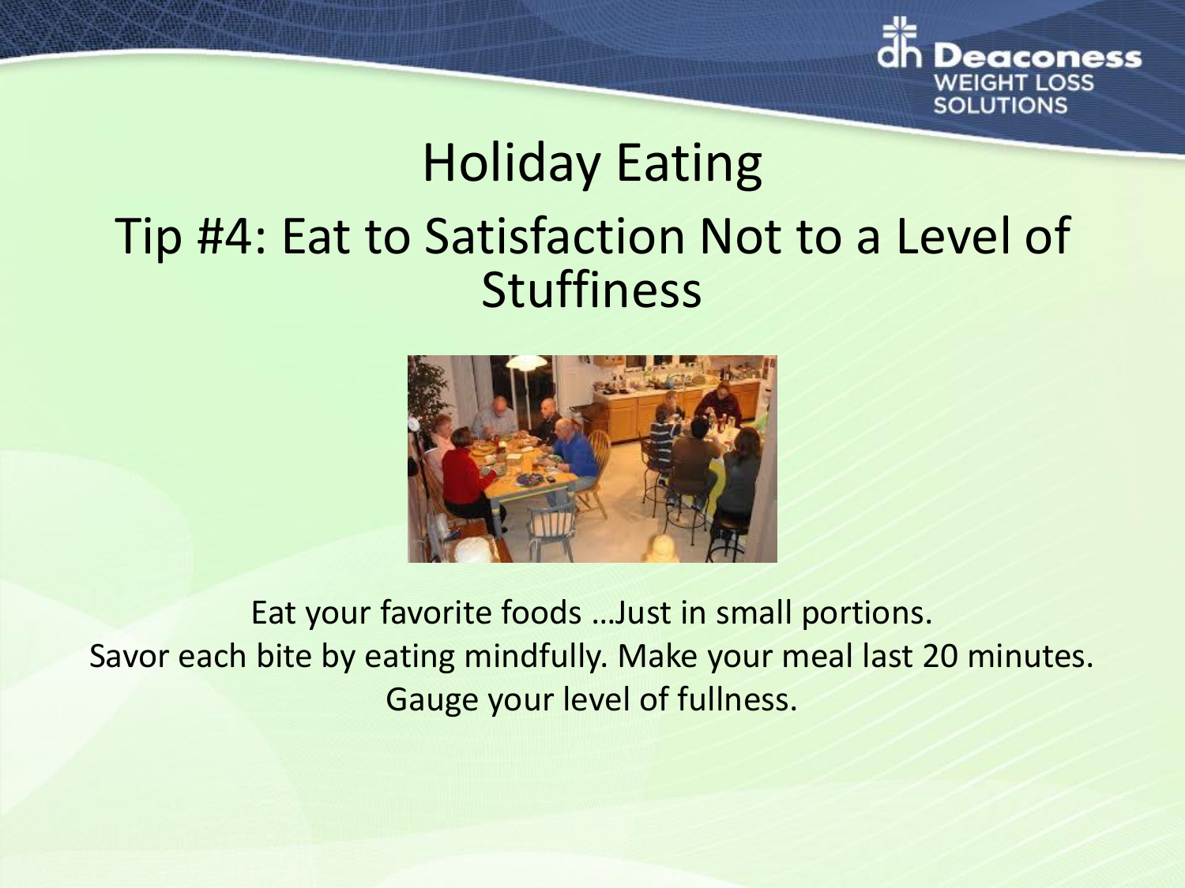# Holiday Eating

## Tip #4: Eat to Satisfaction Not to a Level of Stuffiness

Eat your favorite foods …Just in small portions.
Savor each bite by eating mindfully. Make your meal last 20 minutes.
Gauge your level of fullness.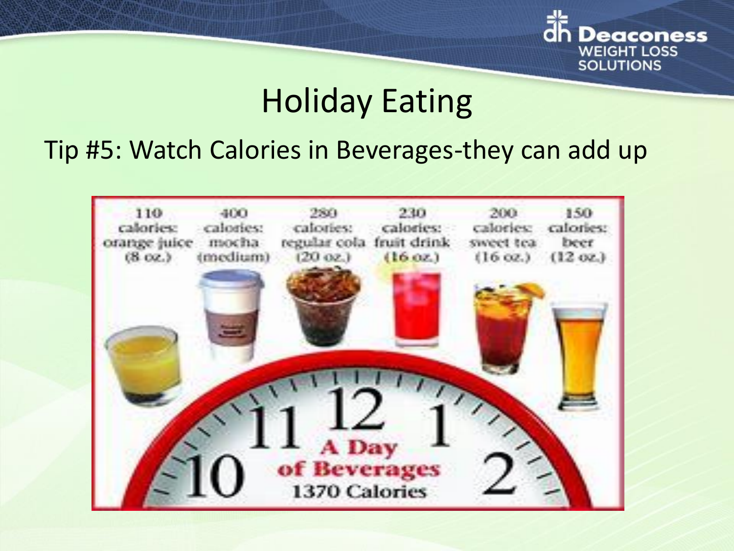# Holiday Eating

Tip #5: Watch Calories in Beverages-they can add up

110 calories: orange juice (8 oz.)

400 calories: mocha (medium)

280 calories: regular cola (20 oz.)

230 calories: fruit drink (16 oz.)

200 calories: sweet tea (16 oz.)

150 calories: beer (12 oz.)

A Day of Beverages
1370 Calories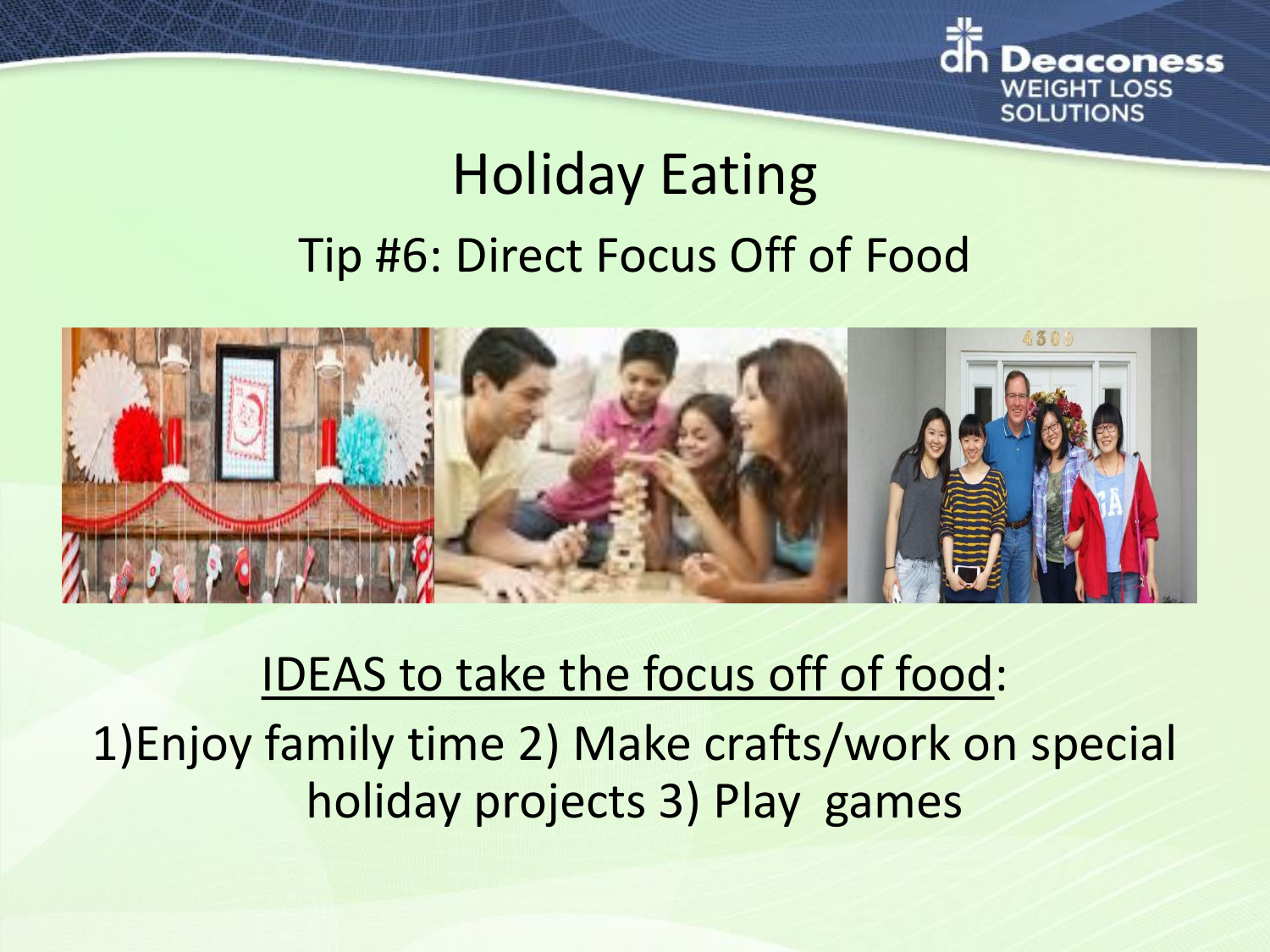# Holiday Eating

## Tip #6: Direct Focus Off of Food

<u>IDEAS to take the focus off of food</u>:

1)Enjoy family time 2) Make crafts/work on special holiday projects 3) Play games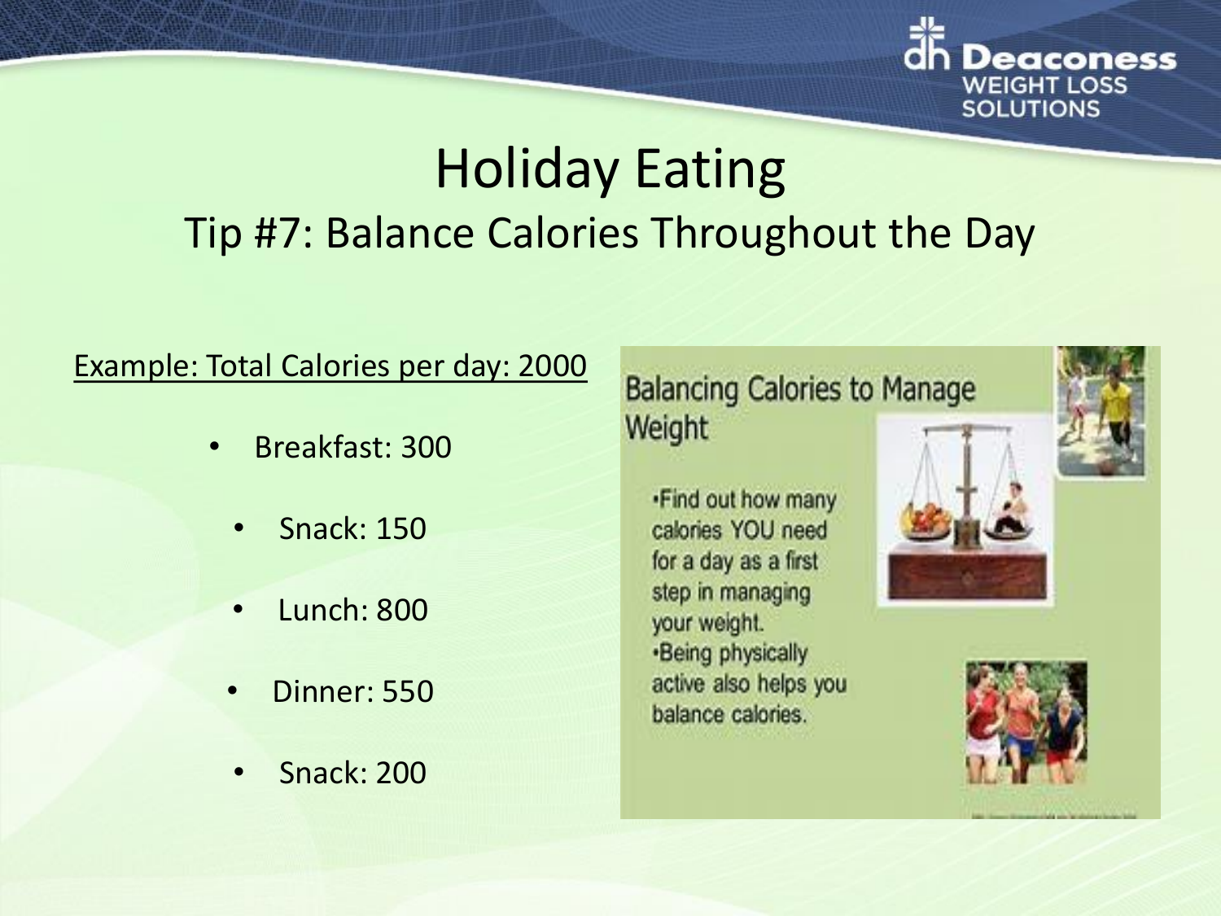# Holiday Eating

## Tip #7: Balance Calories Throughout the Day

Example: Total Calories per day: 2000

- Breakfast: 300
- Snack: 150
- Lunch: 800
- Dinner: 550
- Snack: 200

Balancing Calories to Manage Weight

- Find out how many calories YOU need for a day as a first step in managing your weight.
- Being physically active also helps you balance calories.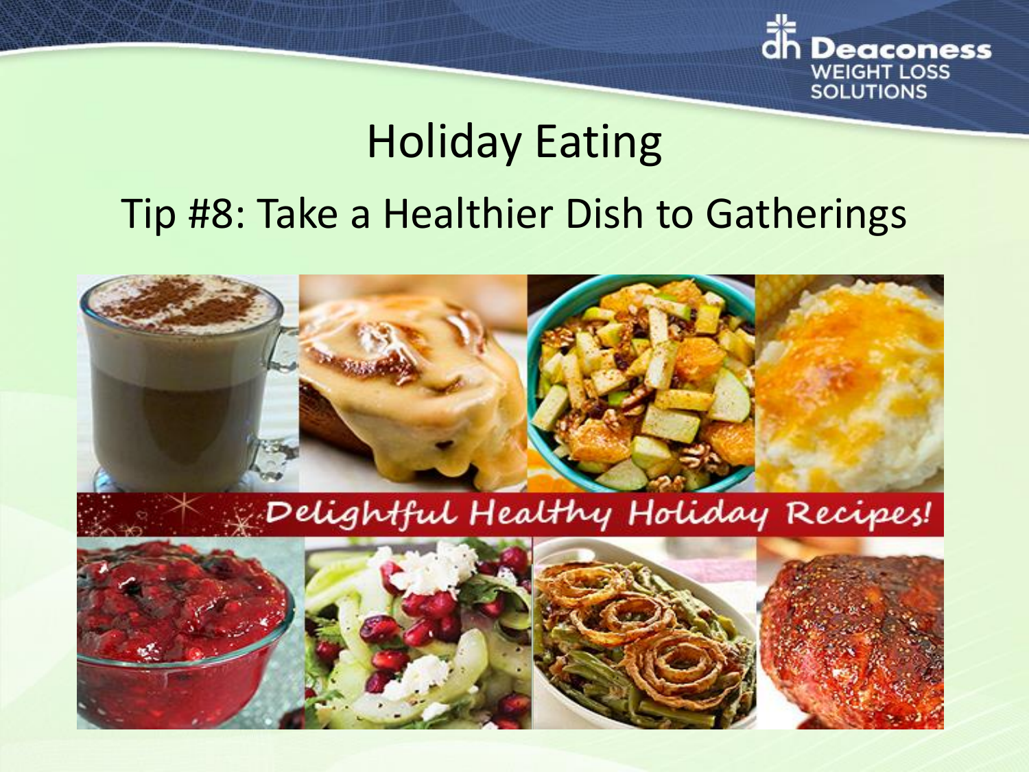# Holiday Eating

## Tip #8: Take a Healthier Dish to Gatherings

Delightful Healthy Holiday Recipes!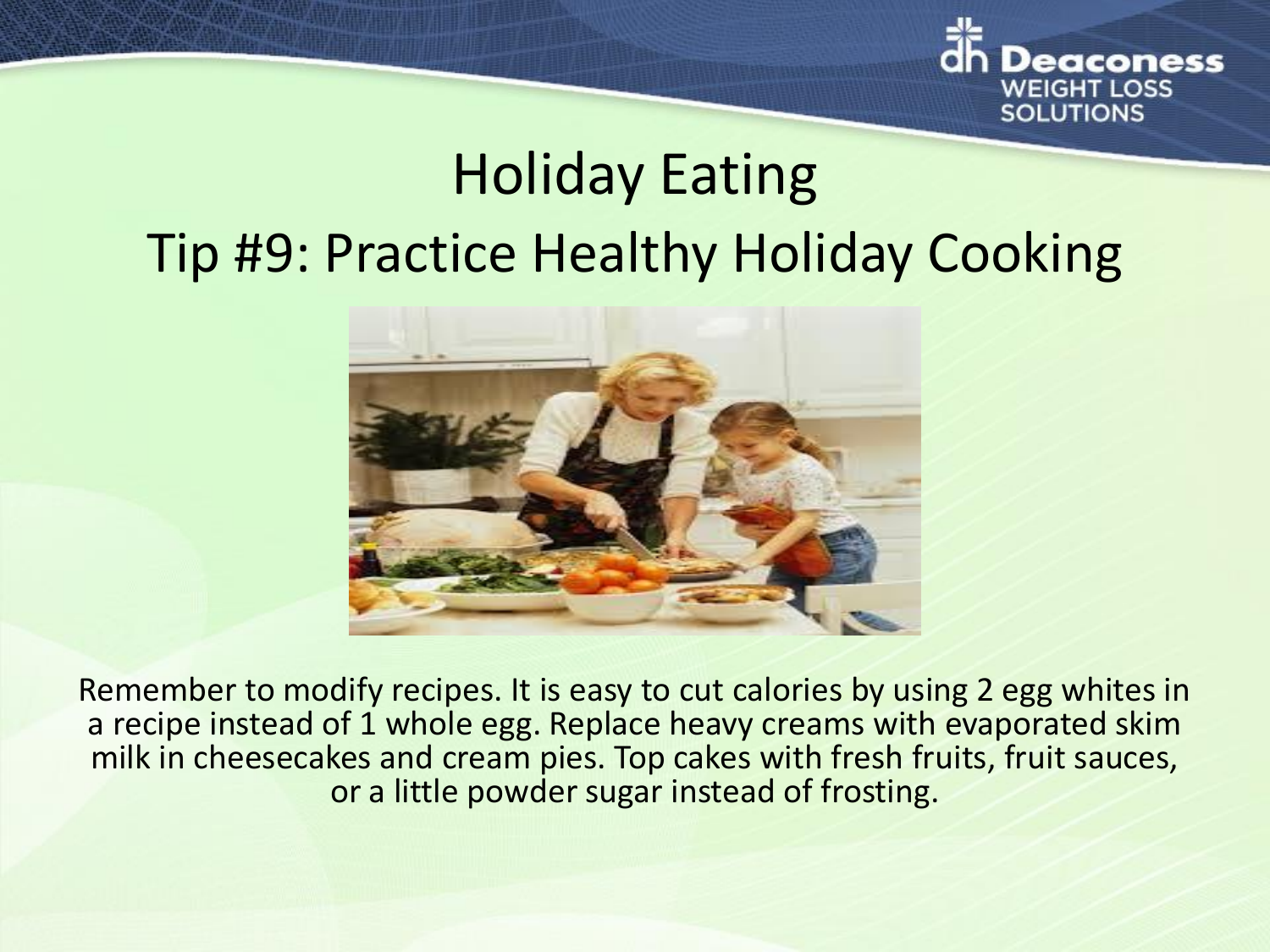# Holiday Eating

## Tip #9: Practice Healthy Holiday Cooking

Remember to modify recipes. It is easy to cut calories by using 2 egg whites in a recipe instead of 1 whole egg. Replace heavy creams with evaporated skim milk in cheesecakes and cream pies. Top cakes with fresh fruits, fruit sauces, or a little powder sugar instead of frosting.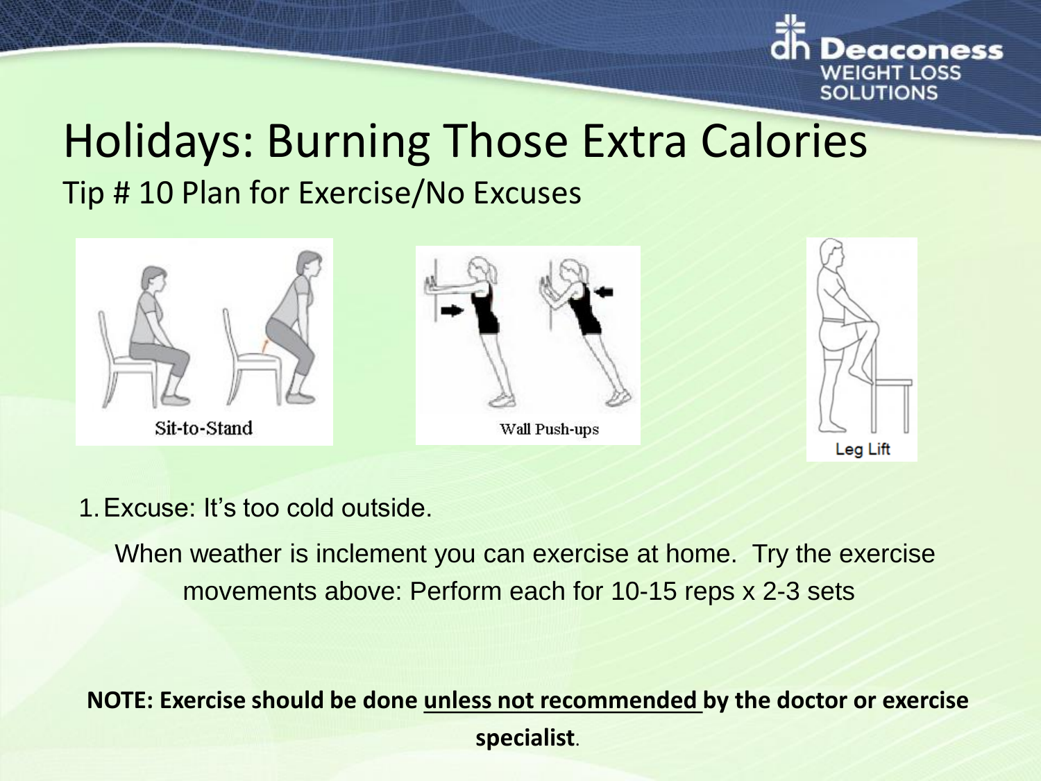# Holidays: Burning Those Extra Calories

## Tip # 10 Plan for Exercise/No Excuses

Sit-to-Stand

Wall Push-ups

Leg Lift

1. Excuse: It's too cold outside.

When weather is inclement you can exercise at home. Try the exercise movements above: Perform each for 10-15 reps x 2-3 sets

**NOTE: Exercise should be done unless not recommended by the doctor or exercise specialist**.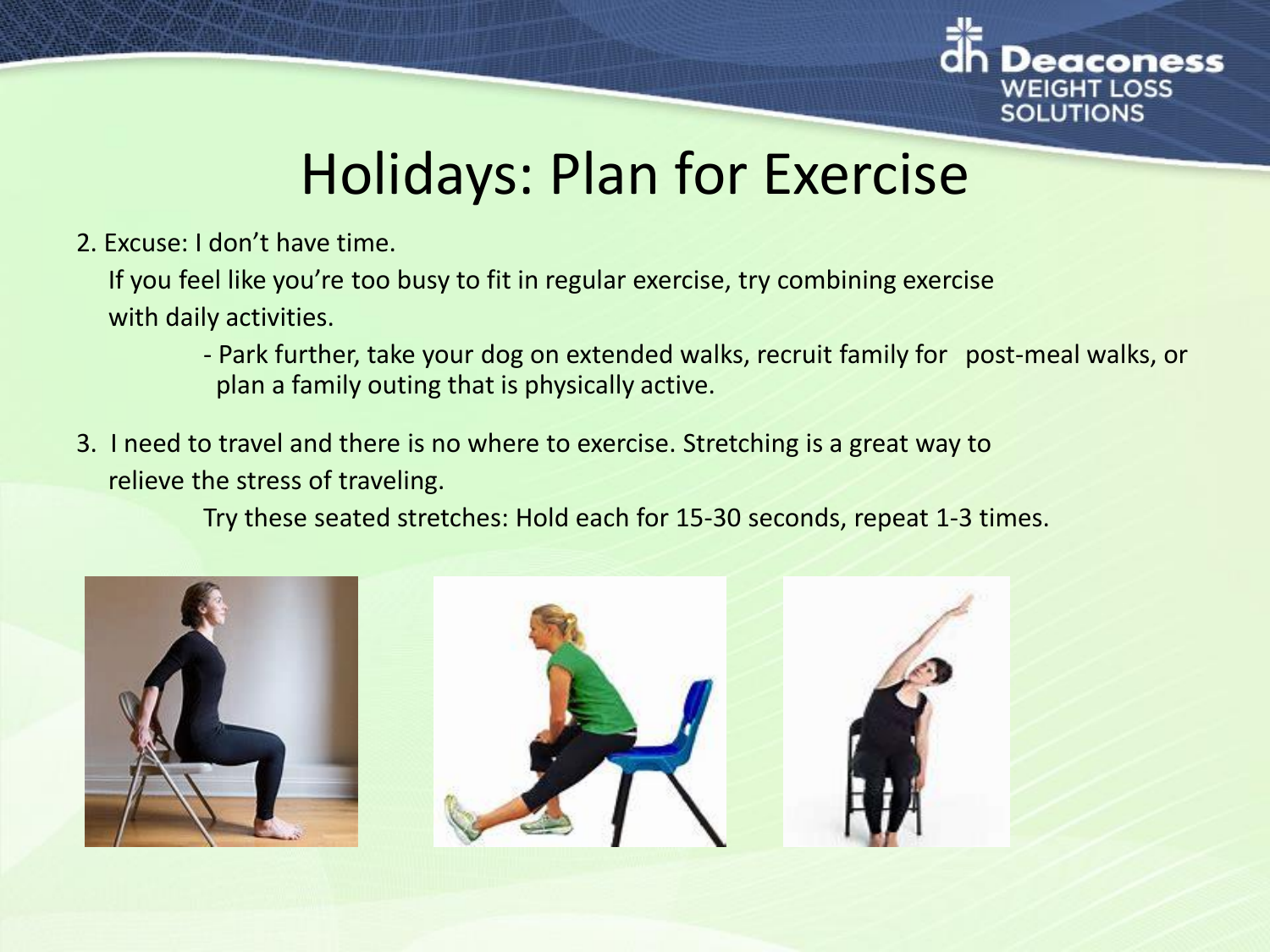# Holidays: Plan for Exercise

2. Excuse: I don't have time.

   If you feel like you're too busy to fit in regular exercise, try combining exercise with daily activities.

   - Park further, take your dog on extended walks, recruit family for post-meal walks, or plan a family outing that is physically active.

3. I need to travel and there is no where to exercise. Stretching is a great way to relieve the stress of traveling.

   Try these seated stretches: Hold each for 15-30 seconds, repeat 1-3 times.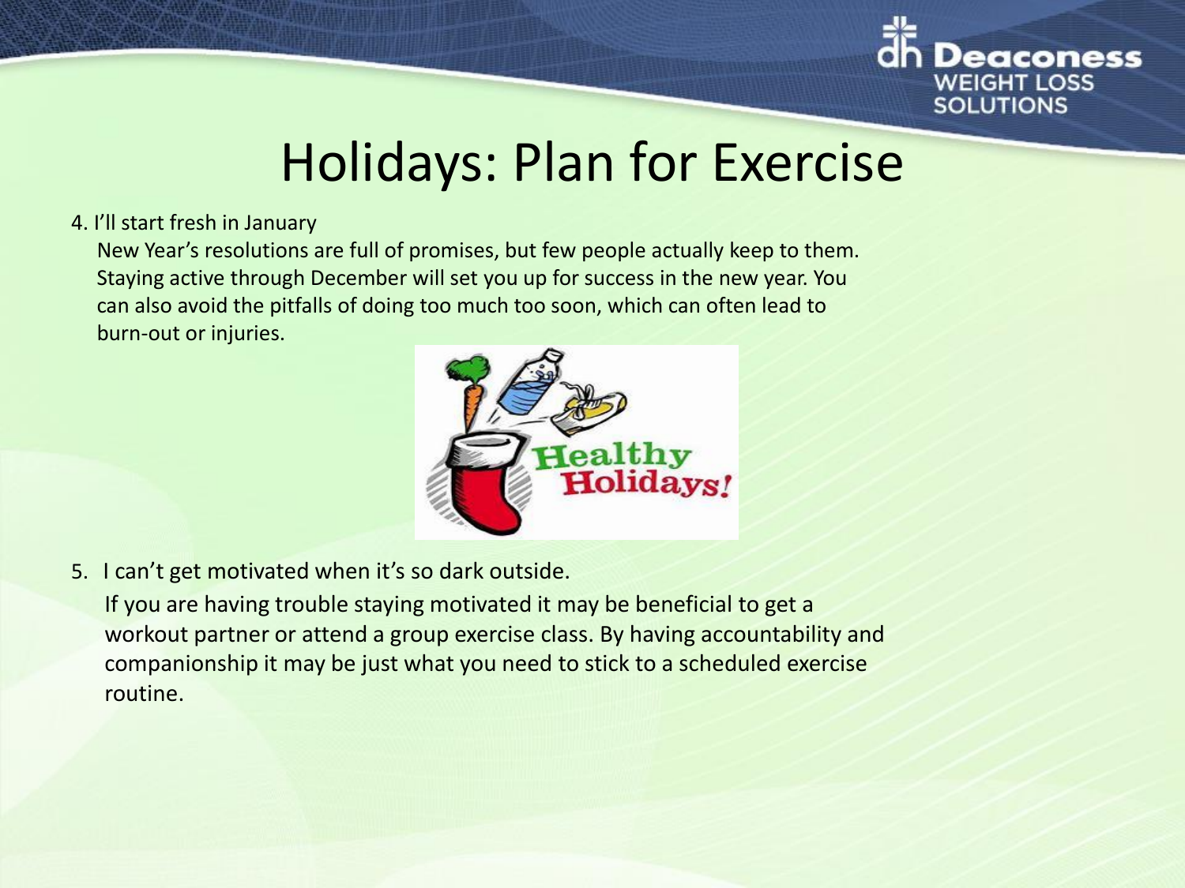# Holidays: Plan for Exercise

4. I'll start fresh in January

   New Year's resolutions are full of promises, but few people actually keep to them. Staying active through December will set you up for success in the new year. You can also avoid the pitfalls of doing too much too soon, which can often lead to burn-out or injuries.

5. I can't get motivated when it's so dark outside.

   If you are having trouble staying motivated it may be beneficial to get a workout partner or attend a group exercise class. By having accountability and companionship it may be just what you need to stick to a scheduled exercise routine.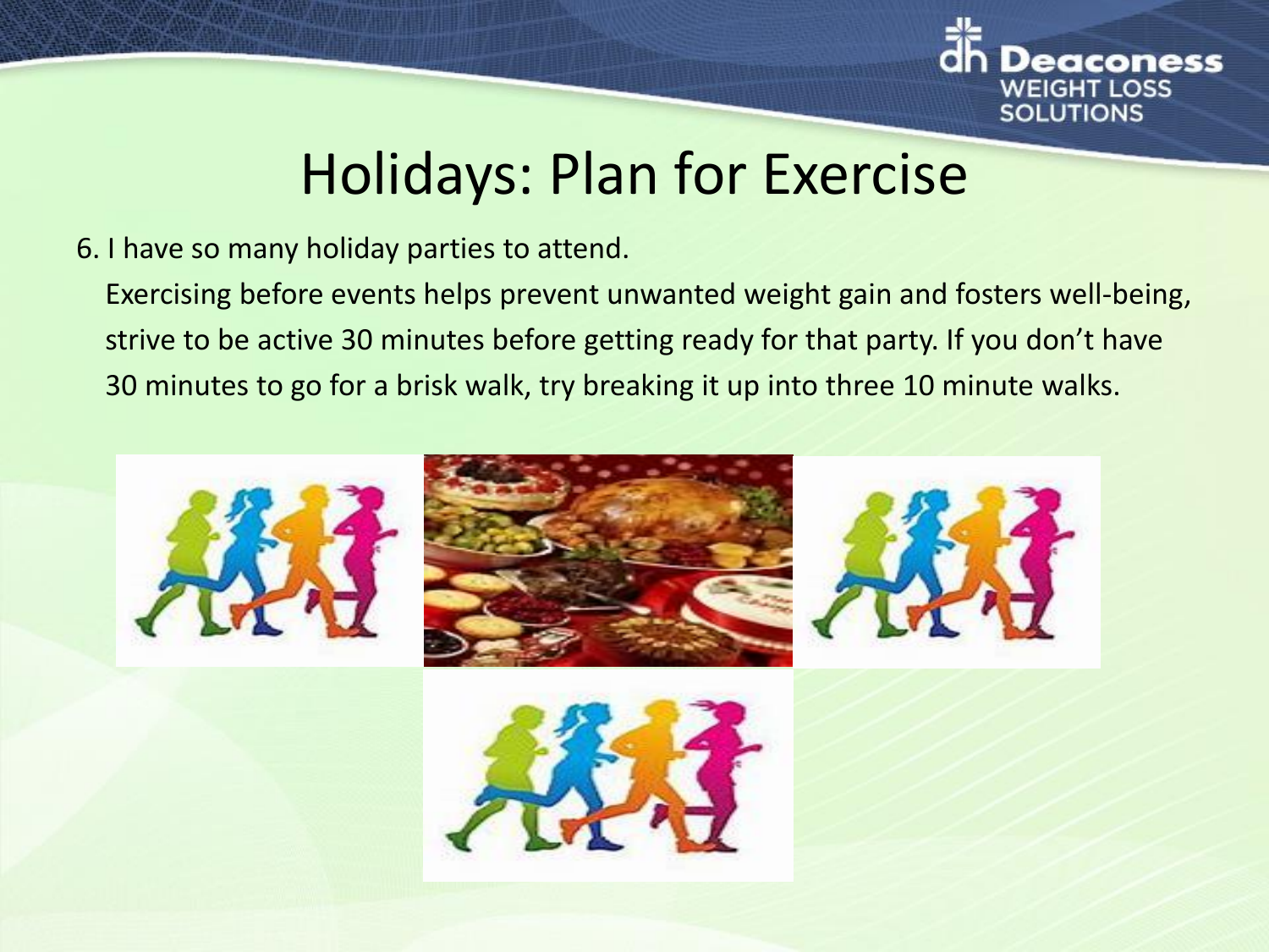# Holidays: Plan for Exercise

6. I have so many holiday parties to attend.

   Exercising before events helps prevent unwanted weight gain and fosters well-being, strive to be active 30 minutes before getting ready for that party. If you don't have 30 minutes to go for a brisk walk, try breaking it up into three 10 minute walks.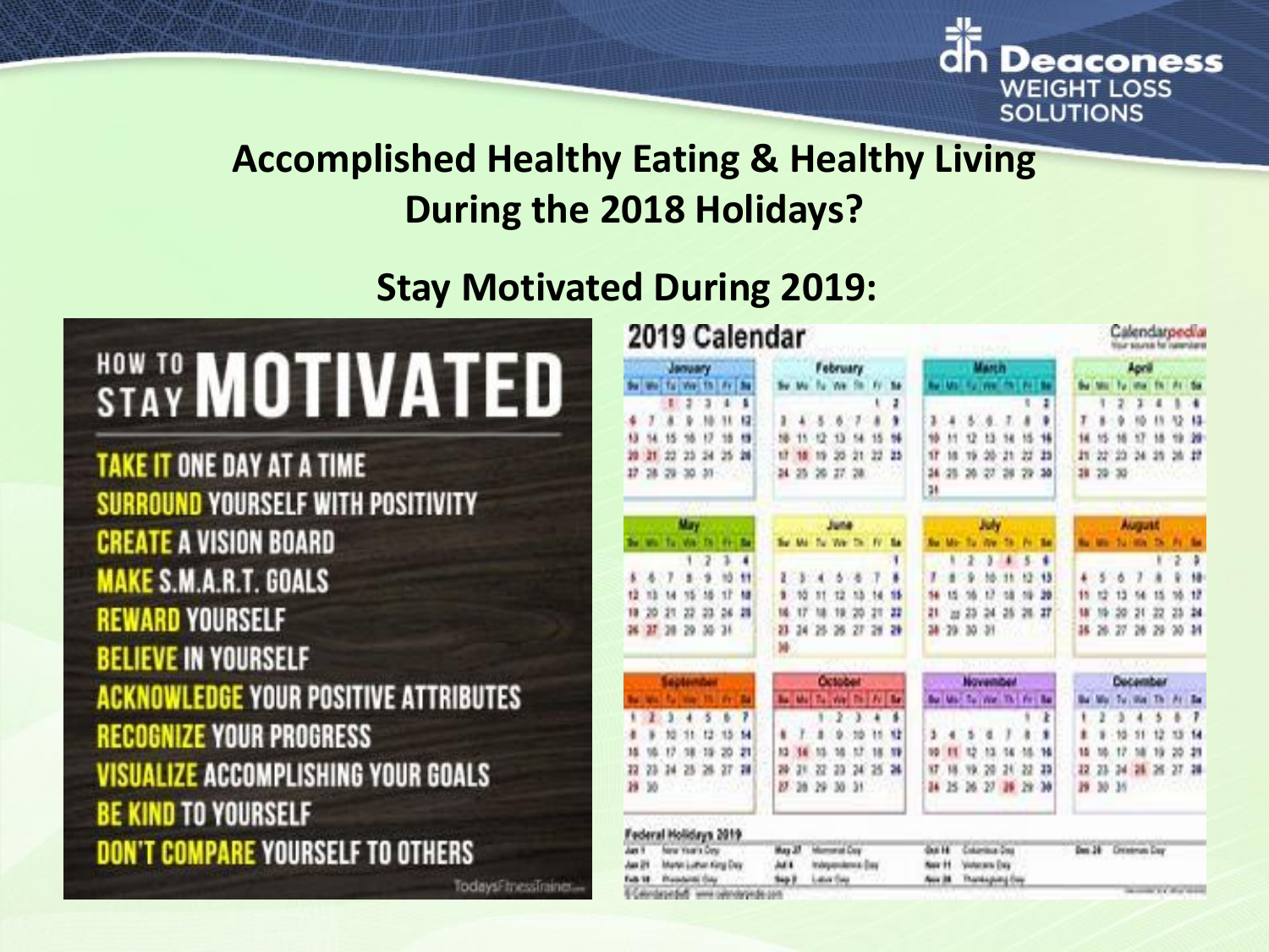Deaconess WEIGHT LOSS SOLUTIONS

## Accomplished Healthy Eating & Healthy Living During the 2018 Holidays?

## Stay Motivated During 2019:

# HOW TO STAY MOTIVATED

- TAKE IT ONE DAY AT A TIME
- SURROUND YOURSELF WITH POSITIVITY
- CREATE A VISION BOARD
- MAKE S.M.A.R.T. GOALS
- REWARD YOURSELF
- BELIEVE IN YOURSELF
- ACKNOWLEDGE YOUR POSITIVE ATTRIBUTES
- RECOGNIZE YOUR PROGRESS
- VISUALIZE ACCOMPLISHING YOUR GOALS
- BE KIND TO YOURSELF
- DON'T COMPARE YOURSELF TO OTHERS

TodaysFitnessTrainer

# 2019 Calendar

Calendarpedia

**Federal Holidays 2019**

| | | | | | | |
|---|---|---|---|---|---|---|
| Jan 1 | New Year's Day | May 27 | Memorial Day | Oct 14 | Columbus Day | Dec 25 Christmas Day |
| Jan 21 | Martin Luther King Day | Jul 4 | Independence Day | Nov 11 | Veterans Day | |
| Feb 18 | Presidents' Day | Sep 2 | Labor Day | Nov 28 | Thanksgiving Day | |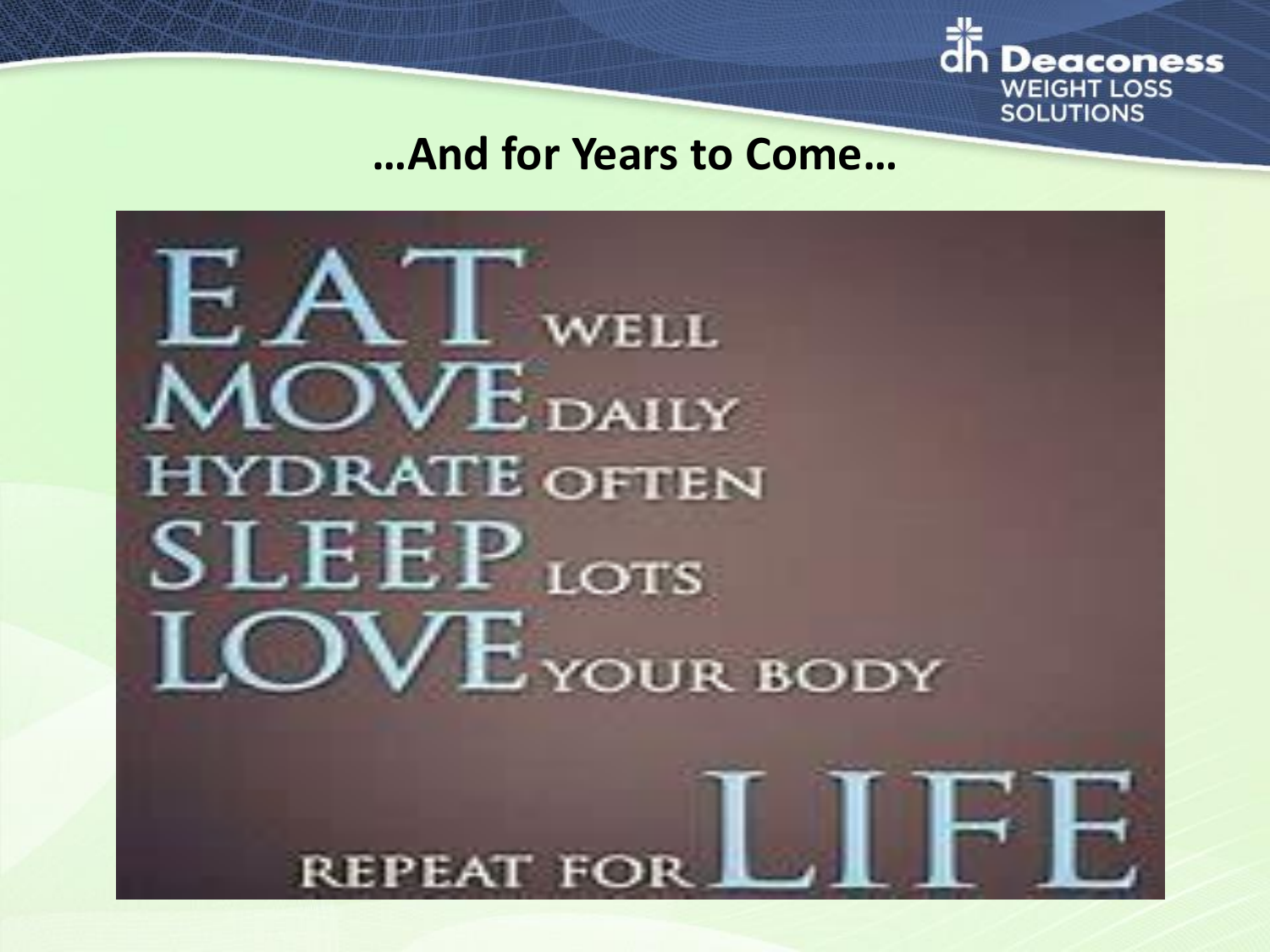## …And for Years to Come…

EAT WELL
MOVE DAILY
HYDRATE OFTEN
SLEEP LOTS
LOVE YOUR BODY

REPEAT FOR LIFE